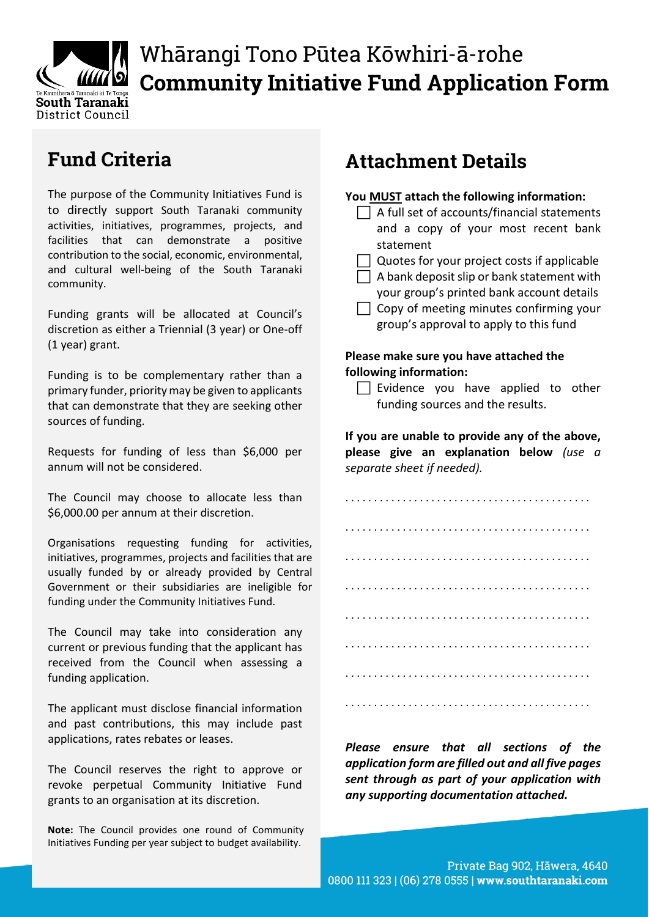# Whārangi Tono Pūtea Kōwhiri-ā-rohe
# Community Initiative Fund Application Form

## Fund Criteria

The purpose of the Community Initiatives Fund is to directly support South Taranaki community activities, initiatives, programmes, projects, and facilities that can demonstrate a positive contribution to the social, economic, environmental, and cultural well-being of the South Taranaki community.

Funding grants will be allocated at Council's discretion as either a Triennial (3 year) or One-off (1 year) grant.

Funding is to be complementary rather than a primary funder, priority may be given to applicants that can demonstrate that they are seeking other sources of funding.

Requests for funding of less than $6,000 per annum will not be considered.

The Council may choose to allocate less than $6,000.00 per annum at their discretion.

Organisations requesting funding for activities, initiatives, programmes, projects and facilities that are usually funded by or already provided by Central Government or their subsidiaries are ineligible for funding under the Community Initiatives Fund.

The Council may take into consideration any current or previous funding that the applicant has received from the Council when assessing a funding application.

The applicant must disclose financial information and past contributions, this may include past applications, rates rebates or leases.

The Council reserves the right to approve or revoke perpetual Community Initiative Fund grants to an organisation at its discretion.

**Note:** The Council provides one round of Community Initiatives Funding per year subject to budget availability.

## Attachment Details

**You MUST attach the following information:**

- ☐ A full set of accounts/financial statements and a copy of your most recent bank statement
- ☐ Quotes for your project costs if applicable
- ☐ A bank deposit slip or bank statement with your group's printed bank account details
- ☐ Copy of meeting minutes confirming your group's approval to apply to this fund

**Please make sure you have attached the following information:**

- ☐ Evidence you have applied to other funding sources and the results.

**If you are unable to provide any of the above, please give an explanation below** *(use a separate sheet if needed).*

.........................................

.........................................

.........................................

.........................................

.........................................

.........................................

.........................................

.........................................

***Please ensure that all sections of the application form are filled out and all five pages sent through as part of your application with any supporting documentation attached.***

Private Bag 902, Hāwera, 4640
0800 111 323 | (06) 278 0555 | **www.southtaranaki.com**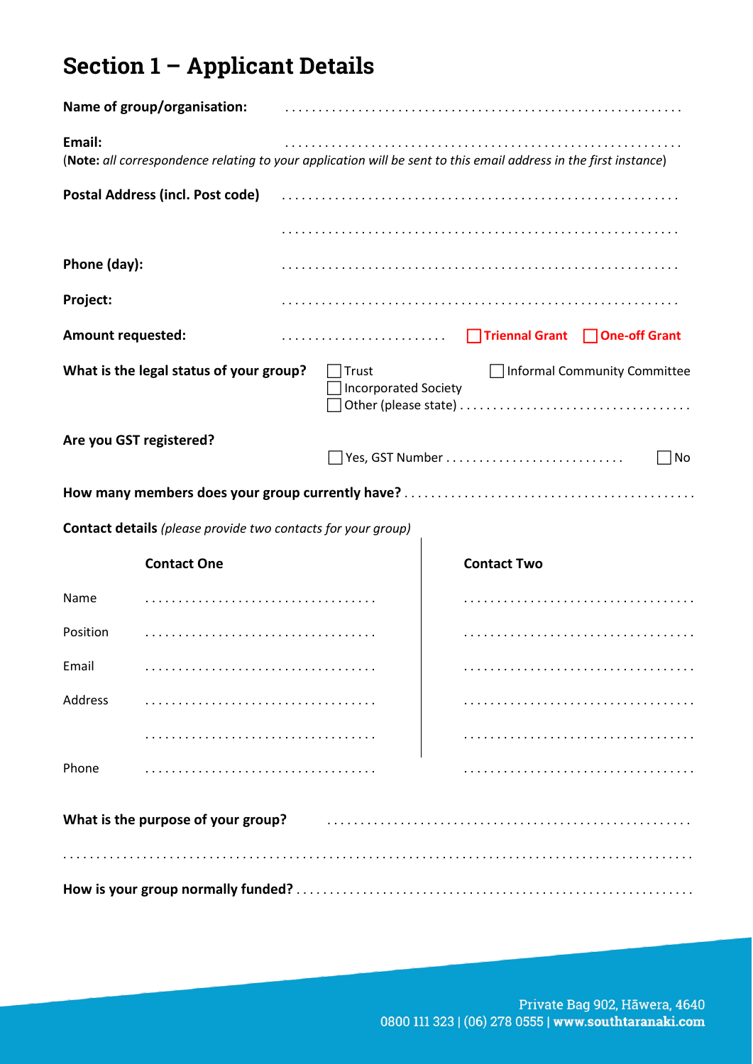## Section 1 – Applicant Details

**Name of group/organisation:** . . . . . . . . . . . . . . . . . . . . . . . . . . . . . . . . . . . . . . . . . . . . . . . . . . . . . . . .

**Email:** . . . . . . . . . . . . . . . . . . . . . . . . . . . . . . . . . . . . . . . . . . . . . . . . . . . . . . . .

(**Note:** *all correspondence relating to your application will be sent to this email address in the first instance*)

**Postal Address (incl. Post code)** . . . . . . . . . . . . . . . . . . . . . . . . . . . . . . . . . . . . . . . . . . . . . . . . . . . . . . . .

. . . . . . . . . . . . . . . . . . . . . . . . . . . . . . . . . . . . . . . . . . . . . . . . . . . . . . . .

**Phone (day):** . . . . . . . . . . . . . . . . . . . . . . . . . . . . . . . . . . . . . . . . . . . . . . . . . . . . . . . .

**Project:** . . . . . . . . . . . . . . . . . . . . . . . . . . . . . . . . . . . . . . . . . . . . . . . . . . . . . . . .

**Amount requested:** . . . . . . . . . . . . . . . . . . . . . . . . . ☐ **Triennal Grant** ☐ **One-off Grant**

**What is the legal status of your group?**

- ☐ Trust
- ☐ Incorporated Society
- ☐ Other (please state) . . . . . . . . . . . . . . . . . . . . . . . . . . . . . . . . .
- ☐ Informal Community Committee

**Are you GST registered?**

☐ Yes, GST Number . . . . . . . . . . . . . . . . . . . . . . . . . . ☐ No

**How many members does your group currently have?** . . . . . . . . . . . . . . . . . . . . . . . . . . . . . . . . . . . . . . . . . .

**Contact details** *(please provide two contacts for your group)*

| | Contact One | Contact Two |
|---|---|---|
| Name | . . . . . . . . . . . . . . . . . . . . . . . . . . . . . . . . . | . . . . . . . . . . . . . . . . . . . . . . . . . . . . . . . . . |
| Position | . . . . . . . . . . . . . . . . . . . . . . . . . . . . . . . . . | . . . . . . . . . . . . . . . . . . . . . . . . . . . . . . . . . |
| Email | . . . . . . . . . . . . . . . . . . . . . . . . . . . . . . . . . | . . . . . . . . . . . . . . . . . . . . . . . . . . . . . . . . . |
| Address | . . . . . . . . . . . . . . . . . . . . . . . . . . . . . . . . . | . . . . . . . . . . . . . . . . . . . . . . . . . . . . . . . . . |
| | . . . . . . . . . . . . . . . . . . . . . . . . . . . . . . . . . | . . . . . . . . . . . . . . . . . . . . . . . . . . . . . . . . . |
| Phone | . . . . . . . . . . . . . . . . . . . . . . . . . . . . . . . . . | . . . . . . . . . . . . . . . . . . . . . . . . . . . . . . . . . |

**What is the purpose of your group?** . . . . . . . . . . . . . . . . . . . . . . . . . . . . . . . . . . . . . . . . . . . . . . . . . . . .

. . . . . . . . . . . . . . . . . . . . . . . . . . . . . . . . . . . . . . . . . . . . . . . . . . . . . . . . . . . . . . . . . . . . . . . . . . . . . . . . . . . . . . .

**How is your group normally funded?** . . . . . . . . . . . . . . . . . . . . . . . . . . . . . . . . . . . . . . . . . . . . . . . . . . . . . . . . . . .

Private Bag 902, Hāwera, 4640
0800 111 323 | (06) 278 0555 | **www.southtaranaki.com**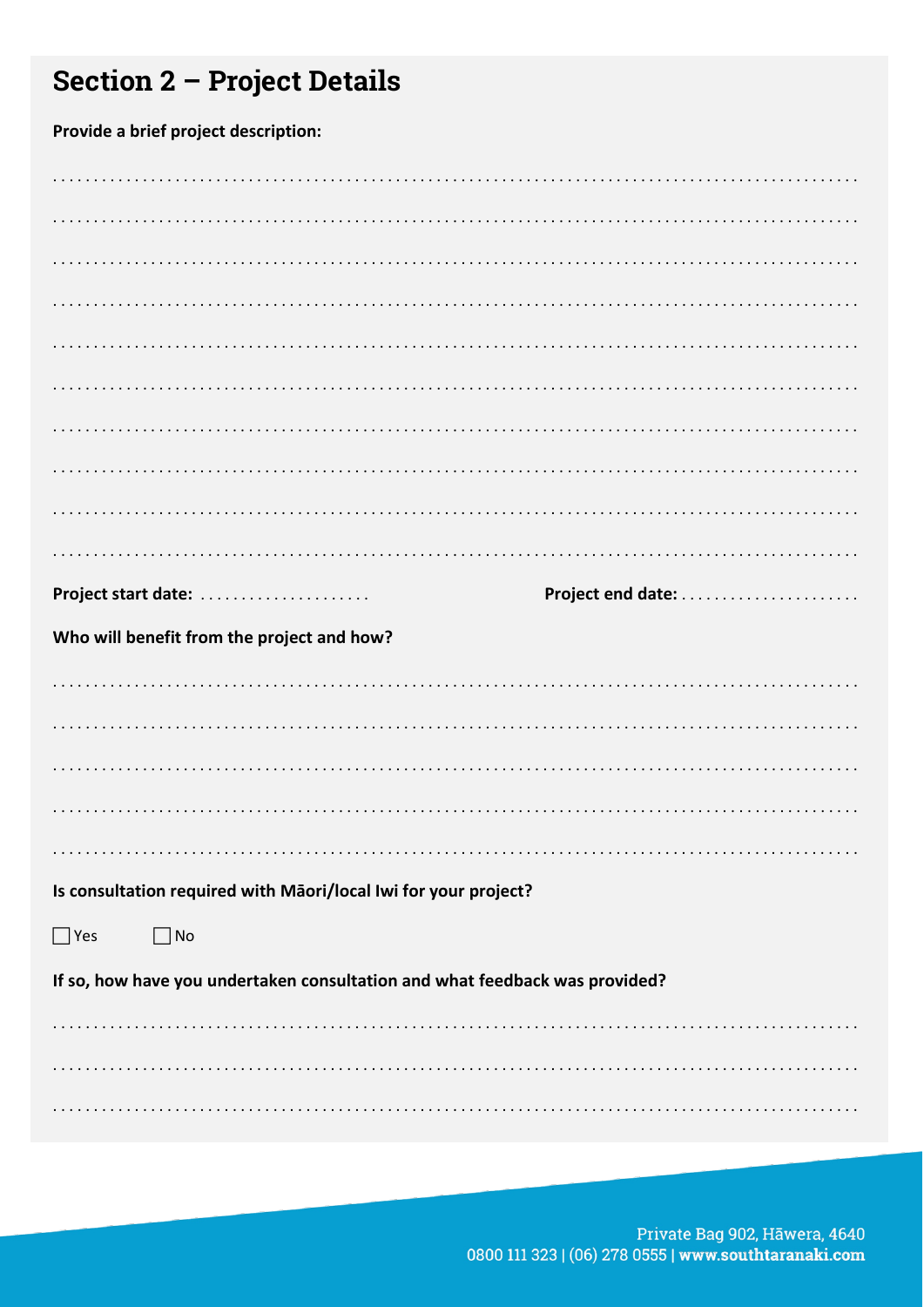## Section 2 – Project Details

**Provide a brief project description:**

. . . . . . . . . . . . . . . . . . . . . . . . . . . . . . . . . . . . . . . . . . . . . . . . . . . . . . . . . . . . . . . . . . . . . . . . . . . . . . . . . . . . . . . . . . . . . . . . . . . . . . . . . . .

. . . . . . . . . . . . . . . . . . . . . . . . . . . . . . . . . . . . . . . . . . . . . . . . . . . . . . . . . . . . . . . . . . . . . . . . . . . . . . . . . . . . . . . . . . . . . . . . . . . . . . . . . . .

. . . . . . . . . . . . . . . . . . . . . . . . . . . . . . . . . . . . . . . . . . . . . . . . . . . . . . . . . . . . . . . . . . . . . . . . . . . . . . . . . . . . . . . . . . . . . . . . . . . . . . . . . . .

. . . . . . . . . . . . . . . . . . . . . . . . . . . . . . . . . . . . . . . . . . . . . . . . . . . . . . . . . . . . . . . . . . . . . . . . . . . . . . . . . . . . . . . . . . . . . . . . . . . . . . . . . . .

. . . . . . . . . . . . . . . . . . . . . . . . . . . . . . . . . . . . . . . . . . . . . . . . . . . . . . . . . . . . . . . . . . . . . . . . . . . . . . . . . . . . . . . . . . . . . . . . . . . . . . . . . . .

. . . . . . . . . . . . . . . . . . . . . . . . . . . . . . . . . . . . . . . . . . . . . . . . . . . . . . . . . . . . . . . . . . . . . . . . . . . . . . . . . . . . . . . . . . . . . . . . . . . . . . . . . . .

. . . . . . . . . . . . . . . . . . . . . . . . . . . . . . . . . . . . . . . . . . . . . . . . . . . . . . . . . . . . . . . . . . . . . . . . . . . . . . . . . . . . . . . . . . . . . . . . . . . . . . . . . . .

. . . . . . . . . . . . . . . . . . . . . . . . . . . . . . . . . . . . . . . . . . . . . . . . . . . . . . . . . . . . . . . . . . . . . . . . . . . . . . . . . . . . . . . . . . . . . . . . . . . . . . . . . . .

. . . . . . . . . . . . . . . . . . . . . . . . . . . . . . . . . . . . . . . . . . . . . . . . . . . . . . . . . . . . . . . . . . . . . . . . . . . . . . . . . . . . . . . . . . . . . . . . . . . . . . . . . . .

. . . . . . . . . . . . . . . . . . . . . . . . . . . . . . . . . . . . . . . . . . . . . . . . . . . . . . . . . . . . . . . . . . . . . . . . . . . . . . . . . . . . . . . . . . . . . . . . . . . . . . . . . . .

**Project start date:** . . . . . . . . . . . . . . . . . . . . . **Project end date:** . . . . . . . . . . . . . . . . . . . . . .

**Who will benefit from the project and how?**

. . . . . . . . . . . . . . . . . . . . . . . . . . . . . . . . . . . . . . . . . . . . . . . . . . . . . . . . . . . . . . . . . . . . . . . . . . . . . . . . . . . . . . . . . . . . . . . . . . . . . . . . . . .

. . . . . . . . . . . . . . . . . . . . . . . . . . . . . . . . . . . . . . . . . . . . . . . . . . . . . . . . . . . . . . . . . . . . . . . . . . . . . . . . . . . . . . . . . . . . . . . . . . . . . . . . . . .

. . . . . . . . . . . . . . . . . . . . . . . . . . . . . . . . . . . . . . . . . . . . . . . . . . . . . . . . . . . . . . . . . . . . . . . . . . . . . . . . . . . . . . . . . . . . . . . . . . . . . . . . . . .

. . . . . . . . . . . . . . . . . . . . . . . . . . . . . . . . . . . . . . . . . . . . . . . . . . . . . . . . . . . . . . . . . . . . . . . . . . . . . . . . . . . . . . . . . . . . . . . . . . . . . . . . . . .

. . . . . . . . . . . . . . . . . . . . . . . . . . . . . . . . . . . . . . . . . . . . . . . . . . . . . . . . . . . . . . . . . . . . . . . . . . . . . . . . . . . . . . . . . . . . . . . . . . . . . . . . . . .

**Is consultation required with Māori/local Iwi for your project?**

☐ Yes ☐ No

**If so, how have you undertaken consultation and what feedback was provided?**

. . . . . . . . . . . . . . . . . . . . . . . . . . . . . . . . . . . . . . . . . . . . . . . . . . . . . . . . . . . . . . . . . . . . . . . . . . . . . . . . . . . . . . . . . . . . . . . . . . . . . . . . . . .

. . . . . . . . . . . . . . . . . . . . . . . . . . . . . . . . . . . . . . . . . . . . . . . . . . . . . . . . . . . . . . . . . . . . . . . . . . . . . . . . . . . . . . . . . . . . . . . . . . . . . . . . . . .

. . . . . . . . . . . . . . . . . . . . . . . . . . . . . . . . . . . . . . . . . . . . . . . . . . . . . . . . . . . . . . . . . . . . . . . . . . . . . . . . . . . . . . . . . . . . . . . . . . . . . . . . . . .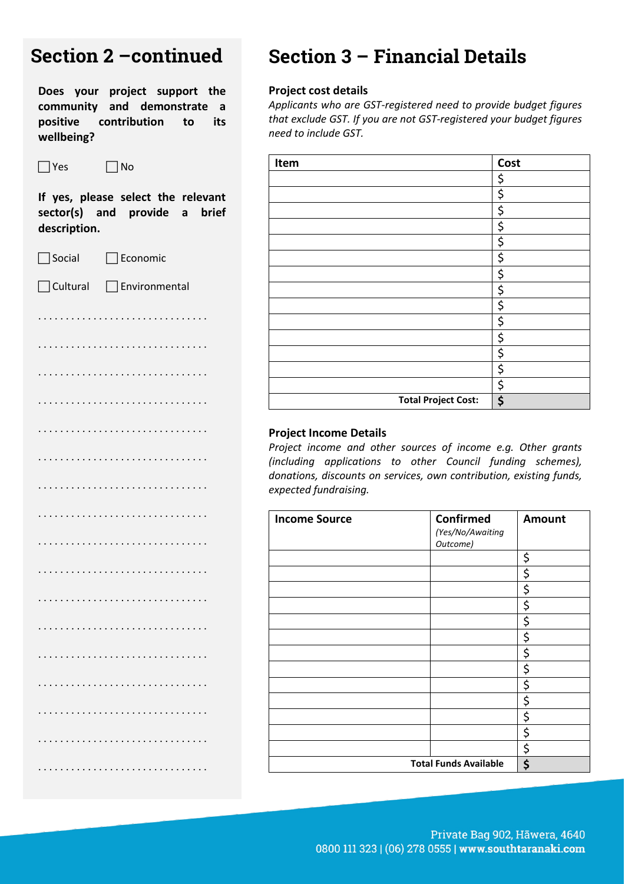## Section 2 –continued

**Does your project support the community and demonstrate a positive contribution to its wellbeing?**

☐ Yes ☐ No

**If yes, please select the relevant sector(s) and provide a brief description.**

☐ Social ☐ Economic

☐ Cultural ☐ Environmental

. . . . . . . . . . . . . . . . . . . . . . . . . . . . . .

. . . . . . . . . . . . . . . . . . . . . . . . . . . . . .

. . . . . . . . . . . . . . . . . . . . . . . . . . . . . .

. . . . . . . . . . . . . . . . . . . . . . . . . . . . . .

. . . . . . . . . . . . . . . . . . . . . . . . . . . . . .

. . . . . . . . . . . . . . . . . . . . . . . . . . . . . .

. . . . . . . . . . . . . . . . . . . . . . . . . . . . . .

. . . . . . . . . . . . . . . . . . . . . . . . . . . . . .

. . . . . . . . . . . . . . . . . . . . . . . . . . . . . .

. . . . . . . . . . . . . . . . . . . . . . . . . . . . . .

. . . . . . . . . . . . . . . . . . . . . . . . . . . . . .

. . . . . . . . . . . . . . . . . . . . . . . . . . . . . .

. . . . . . . . . . . . . . . . . . . . . . . . . . . . . .

. . . . . . . . . . . . . . . . . . . . . . . . . . . . . .

. . . . . . . . . . . . . . . . . . . . . . . . . . . . . .

. . . . . . . . . . . . . . . . . . . . . . . . . . . . . .

. . . . . . . . . . . . . . . . . . . . . . . . . . . . . .

## Section 3 – Financial Details

**Project cost details**

*Applicants who are GST-registered need to provide budget figures that exclude GST. If you are not GST-registered your budget figures need to include GST.*

| Item | Cost |
|---|---|
| | $ |
| | $ |
| | $ |
| | $ |
| | $ |
| | $ |
| | $ |
| | $ |
| | $ |
| | $ |
| | $ |
| | $ |
| | $ |
| | $ |
| **Total Project Cost:** | **$** |

**Project Income Details**

*Project income and other sources of income e.g. Other grants (including applications to other Council funding schemes), donations, discounts on services, own contribution, existing funds, expected fundraising.*

| Income Source | Confirmed *(Yes/No/Awaiting Outcome)* | Amount |
|---|---|---|
| | | $ |
| | | $ |
| | | $ |
| | | $ |
| | | $ |
| | | $ |
| | | $ |
| | | $ |
| | | $ |
| | | $ |
| | | $ |
| | | $ |
| | | $ |
| **Total Funds Available** | | **$** |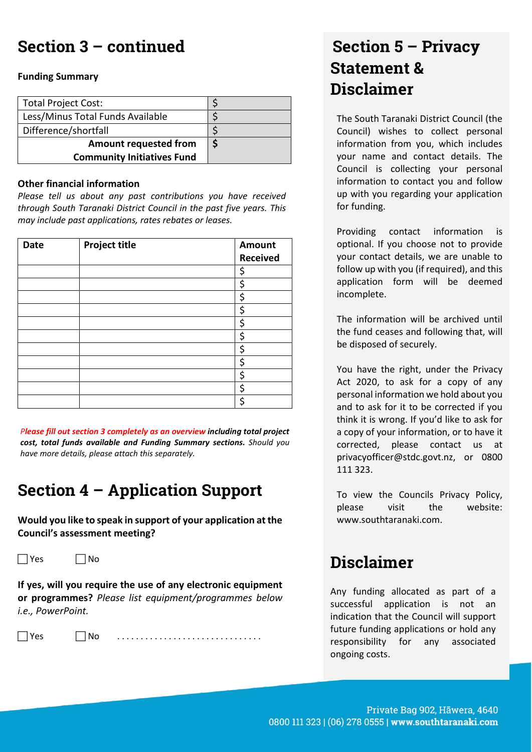# Section 3 – continued

**Funding Summary**

| | |
|---|---|
| Total Project Cost: | $ |
| Less/Minus Total Funds Available | $ |
| Difference/shortfall | $ |
| **Amount requested from Community Initiatives Fund** | **$** |

**Other financial information**

*Please tell us about any past contributions you have received through South Taranaki District Council in the past five years. This may include past applications, rates rebates or leases.*

| Date | Project title | Amount Received |
|---|---|---|
| | | $ |
| | | $ |
| | | $ |
| | | $ |
| | | $ |
| | | $ |
| | | $ |
| | | $ |
| | | $ |
| | | $ |
| | | $ |

***Please fill out section 3 completely as an overview including total project cost, total funds available and Funding Summary sections.*** *Should you have more details, please attach this separately.*

# Section 4 – Application Support

**Would you like to speak in support of your application at the Council's assessment meeting?**

☐ Yes ☐ No

**If yes, will you require the use of any electronic equipment or programmes?** *Please list equipment/programmes below i.e., PowerPoint.*

☐ Yes ☐ No ...............................

# Section 5 – Privacy Statement & Disclaimer

The South Taranaki District Council (the Council) wishes to collect personal information from you, which includes your name and contact details. The Council is collecting your personal information to contact you and follow up with you regarding your application for funding.

Providing contact information is optional. If you choose not to provide your contact details, we are unable to follow up with you (if required), and this application form will be deemed incomplete.

The information will be archived until the fund ceases and following that, will be disposed of securely.

You have the right, under the Privacy Act 2020, to ask for a copy of any personal information we hold about you and to ask for it to be corrected if you think it is wrong. If you'd like to ask for a copy of your information, or to have it corrected, please contact us at privacyofficer@stdc.govt.nz, or 0800 111 323.

To view the Councils Privacy Policy, please visit the website: www.southtaranaki.com.

# Disclaimer

Any funding allocated as part of a successful application is not an indication that the Council will support future funding applications or hold any responsibility for any associated ongoing costs.

Private Bag 902, Hāwera, 4640
0800 111 323 | (06) 278 0555 | **www.southtaranaki.com**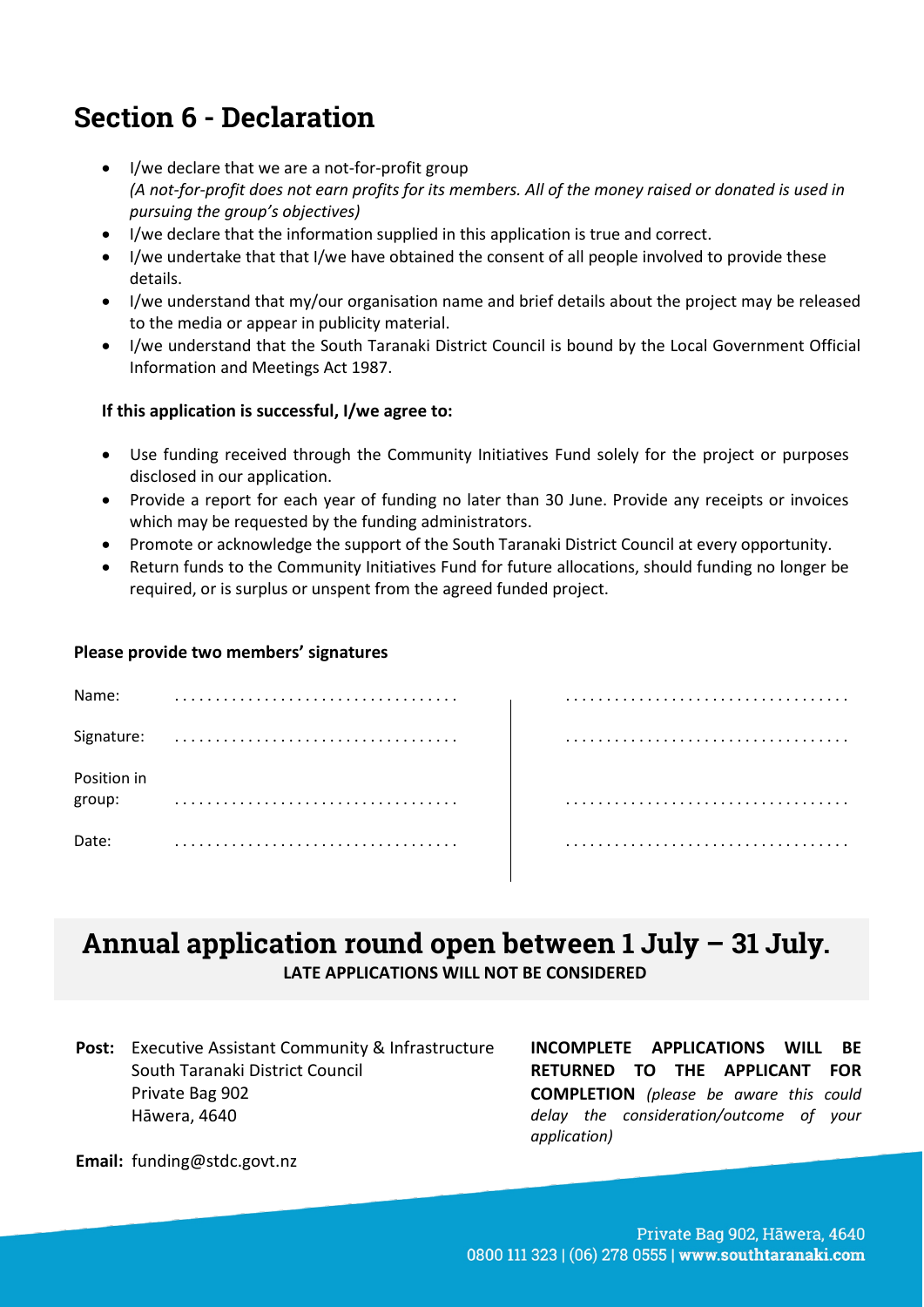## Section 6 - Declaration

- I/we declare that we are a not-for-profit group
  *(A not-for-profit does not earn profits for its members. All of the money raised or donated is used in pursuing the group's objectives)*
- I/we declare that the information supplied in this application is true and correct.
- I/we undertake that that I/we have obtained the consent of all people involved to provide these details.
- I/we understand that my/our organisation name and brief details about the project may be released to the media or appear in publicity material.
- I/we understand that the South Taranaki District Council is bound by the Local Government Official Information and Meetings Act 1987.

**If this application is successful, I/we agree to:**

- Use funding received through the Community Initiatives Fund solely for the project or purposes disclosed in our application.
- Provide a report for each year of funding no later than 30 June. Provide any receipts or invoices which may be requested by the funding administrators.
- Promote or acknowledge the support of the South Taranaki District Council at every opportunity.
- Return funds to the Community Initiatives Fund for future allocations, should funding no longer be required, or is surplus or unspent from the agreed funded project.

**Please provide two members' signatures**

| | | |
|---|---|---|
| Name: | .................................. | .................................. |
| Signature: | .................................. | .................................. |
| Position in group: | .................................. | .................................. |
| Date: | .................................. | .................................. |

## Annual application round open between 1 July – 31 July.

**LATE APPLICATIONS WILL NOT BE CONSIDERED**

**Post:** Executive Assistant Community & Infrastructure
South Taranaki District Council
Private Bag 902
Hāwera, 4640

**Email:** funding@stdc.govt.nz

**INCOMPLETE APPLICATIONS WILL BE RETURNED TO THE APPLICANT FOR COMPLETION** *(please be aware this could delay the consideration/outcome of your application)*

Private Bag 902, Hāwera, 4640
0800 111 323 | (06) 278 0555 | **www.southtaranaki.com**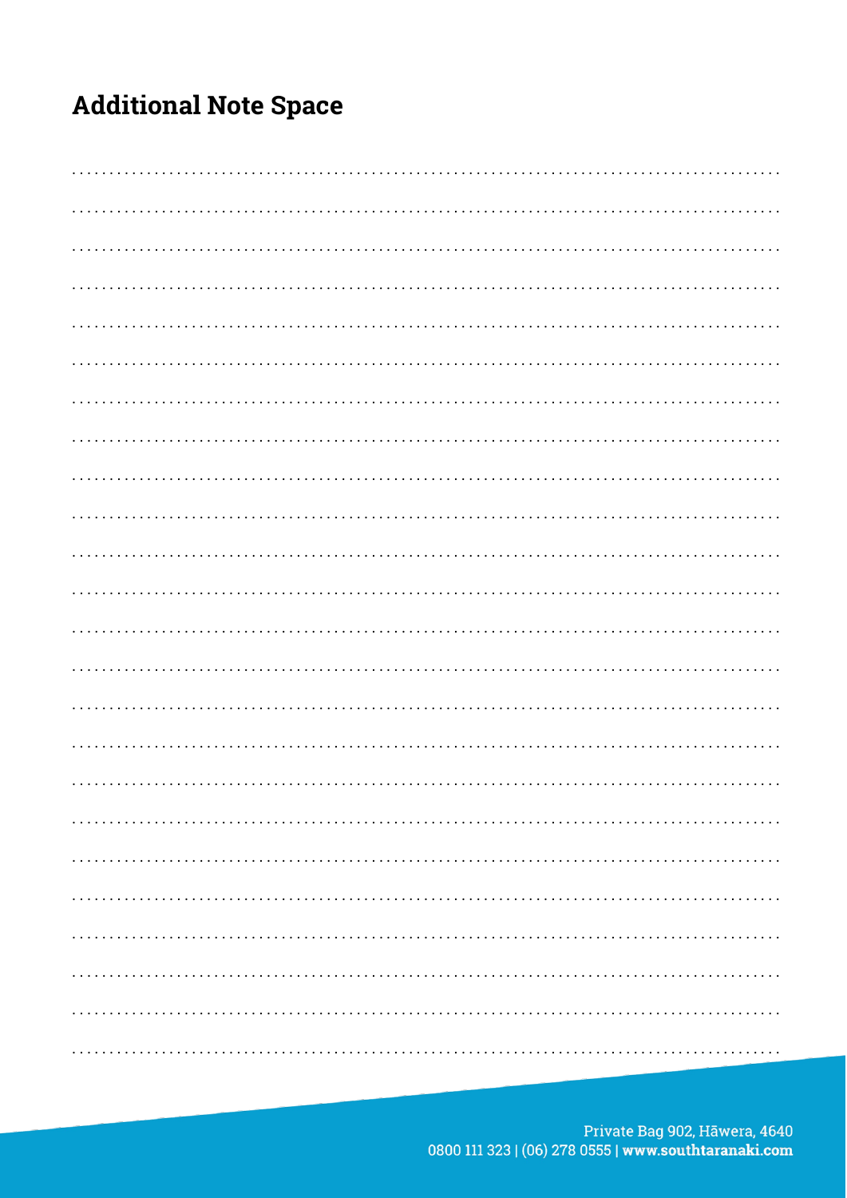## Additional Note Space

Private Bag 902, Hāwera, 4640
0800 111 323 | (06) 278 0555 | **www.southtaranaki.com**